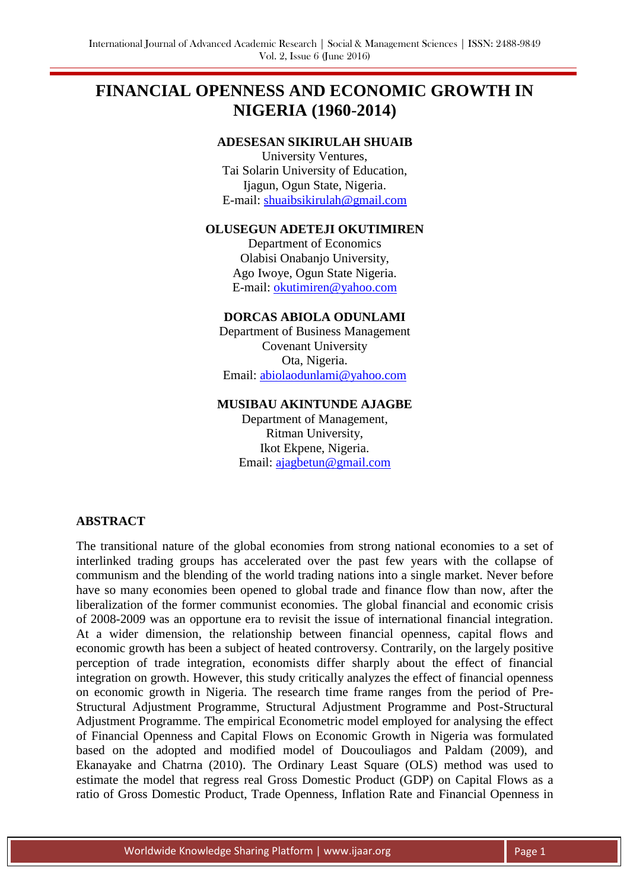# FINANCIAL OPENNESS AND ECONOMIC GROWTH IN NIGERIA (1960-2014)

**ADESESAN SIKIRULAH SHUAIB**
University Ventures,
Tai Solarin University of Education,
Ijagun, Ogun State, Nigeria.
E-mail: shuaibsikirulah@gmail.com

**OLUSEGUN ADETEJI OKUTIMIREN**
Department of Economics
Olabisi Onabanjo University,
Ago Iwoye, Ogun State Nigeria.
E-mail: okutimiren@yahoo.com

**DORCAS ABIOLA ODUNLAMI**
Department of Business Management
Covenant University
Ota, Nigeria.
Email: abiolaodunlami@yahoo.com

**MUSIBAU AKINTUNDE AJAGBE**
Department of Management,
Ritman University,
Ikot Ekpene, Nigeria.
Email: ajagbetun@gmail.com

## ABSTRACT

The transitional nature of the global economies from strong national economies to a set of interlinked trading groups has accelerated over the past few years with the collapse of communism and the blending of the world trading nations into a single market. Never before have so many economies been opened to global trade and finance flow than now, after the liberalization of the former communist economies. The global financial and economic crisis of 2008-2009 was an opportune era to revisit the issue of international financial integration. At a wider dimension, the relationship between financial openness, capital flows and economic growth has been a subject of heated controversy. Contrarily, on the largely positive perception of trade integration, economists differ sharply about the effect of financial integration on growth. However, this study critically analyzes the effect of financial openness on economic growth in Nigeria. The research time frame ranges from the period of Pre-Structural Adjustment Programme, Structural Adjustment Programme and Post-Structural Adjustment Programme. The empirical Econometric model employed for analysing the effect of Financial Openness and Capital Flows on Economic Growth in Nigeria was formulated based on the adopted and modified model of Doucouliagos and Paldam (2009), and Ekanayake and Chatrna (2010). The Ordinary Least Square (OLS) method was used to estimate the model that regress real Gross Domestic Product (GDP) on Capital Flows as a ratio of Gross Domestic Product, Trade Openness, Inflation Rate and Financial Openness in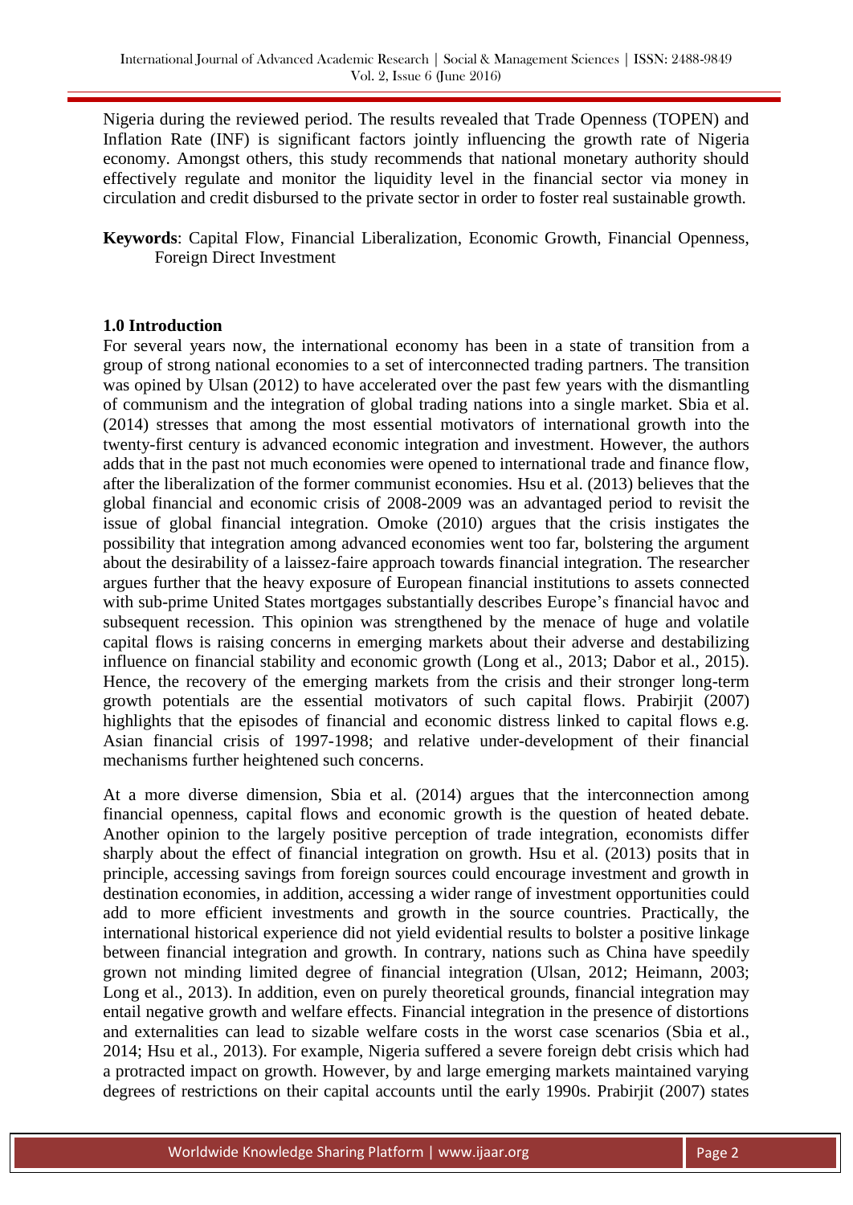Nigeria during the reviewed period. The results revealed that Trade Openness (TOPEN) and Inflation Rate (INF) is significant factors jointly influencing the growth rate of Nigeria economy. Amongst others, this study recommends that national monetary authority should effectively regulate and monitor the liquidity level in the financial sector via money in circulation and credit disbursed to the private sector in order to foster real sustainable growth.

**Keywords**: Capital Flow, Financial Liberalization, Economic Growth, Financial Openness, Foreign Direct Investment

## 1.0 Introduction

For several years now, the international economy has been in a state of transition from a group of strong national economies to a set of interconnected trading partners. The transition was opined by Ulsan (2012) to have accelerated over the past few years with the dismantling of communism and the integration of global trading nations into a single market. Sbia et al. (2014) stresses that among the most essential motivators of international growth into the twenty-first century is advanced economic integration and investment. However, the authors adds that in the past not much economies were opened to international trade and finance flow, after the liberalization of the former communist economies. Hsu et al. (2013) believes that the global financial and economic crisis of 2008-2009 was an advantaged period to revisit the issue of global financial integration. Omoke (2010) argues that the crisis instigates the possibility that integration among advanced economies went too far, bolstering the argument about the desirability of a laissez-faire approach towards financial integration. The researcher argues further that the heavy exposure of European financial institutions to assets connected with sub-prime United States mortgages substantially describes Europe's financial havoc and subsequent recession. This opinion was strengthened by the menace of huge and volatile capital flows is raising concerns in emerging markets about their adverse and destabilizing influence on financial stability and economic growth (Long et al., 2013; Dabor et al., 2015). Hence, the recovery of the emerging markets from the crisis and their stronger long-term growth potentials are the essential motivators of such capital flows. Prabirjit (2007) highlights that the episodes of financial and economic distress linked to capital flows e.g. Asian financial crisis of 1997-1998; and relative under-development of their financial mechanisms further heightened such concerns.

At a more diverse dimension, Sbia et al. (2014) argues that the interconnection among financial openness, capital flows and economic growth is the question of heated debate. Another opinion to the largely positive perception of trade integration, economists differ sharply about the effect of financial integration on growth. Hsu et al. (2013) posits that in principle, accessing savings from foreign sources could encourage investment and growth in destination economies, in addition, accessing a wider range of investment opportunities could add to more efficient investments and growth in the source countries. Practically, the international historical experience did not yield evidential results to bolster a positive linkage between financial integration and growth. In contrary, nations such as China have speedily grown not minding limited degree of financial integration (Ulsan, 2012; Heimann, 2003; Long et al., 2013). In addition, even on purely theoretical grounds, financial integration may entail negative growth and welfare effects. Financial integration in the presence of distortions and externalities can lead to sizable welfare costs in the worst case scenarios (Sbia et al., 2014; Hsu et al., 2013). For example, Nigeria suffered a severe foreign debt crisis which had a protracted impact on growth. However, by and large emerging markets maintained varying degrees of restrictions on their capital accounts until the early 1990s. Prabirjit (2007) states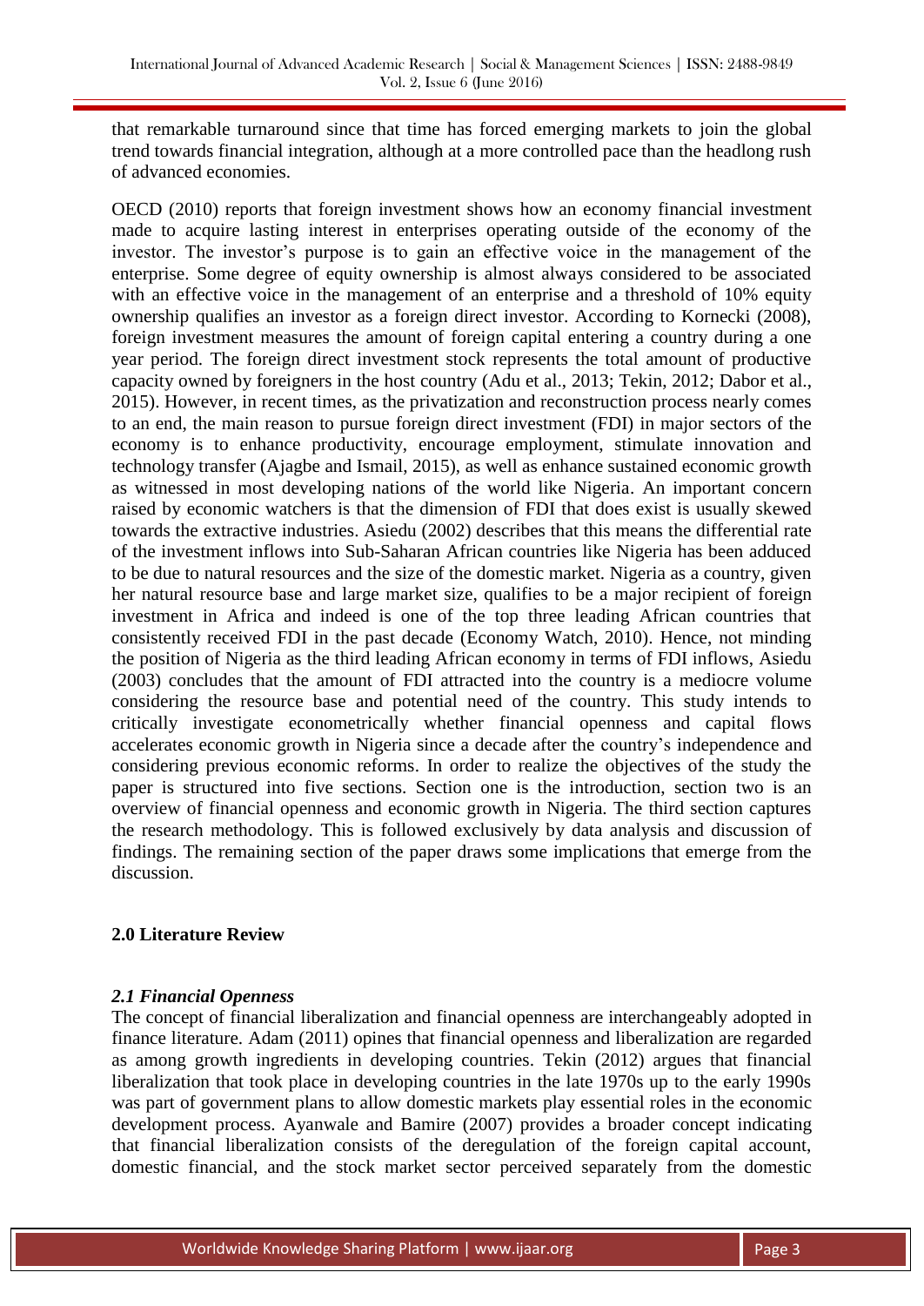that remarkable turnaround since that time has forced emerging markets to join the global trend towards financial integration, although at a more controlled pace than the headlong rush of advanced economies.

OECD (2010) reports that foreign investment shows how an economy financial investment made to acquire lasting interest in enterprises operating outside of the economy of the investor. The investor's purpose is to gain an effective voice in the management of the enterprise. Some degree of equity ownership is almost always considered to be associated with an effective voice in the management of an enterprise and a threshold of 10% equity ownership qualifies an investor as a foreign direct investor. According to Kornecki (2008), foreign investment measures the amount of foreign capital entering a country during a one year period. The foreign direct investment stock represents the total amount of productive capacity owned by foreigners in the host country (Adu et al., 2013; Tekin, 2012; Dabor et al., 2015). However, in recent times, as the privatization and reconstruction process nearly comes to an end, the main reason to pursue foreign direct investment (FDI) in major sectors of the economy is to enhance productivity, encourage employment, stimulate innovation and technology transfer (Ajagbe and Ismail, 2015), as well as enhance sustained economic growth as witnessed in most developing nations of the world like Nigeria. An important concern raised by economic watchers is that the dimension of FDI that does exist is usually skewed towards the extractive industries. Asiedu (2002) describes that this means the differential rate of the investment inflows into Sub-Saharan African countries like Nigeria has been adduced to be due to natural resources and the size of the domestic market. Nigeria as a country, given her natural resource base and large market size, qualifies to be a major recipient of foreign investment in Africa and indeed is one of the top three leading African countries that consistently received FDI in the past decade (Economy Watch, 2010). Hence, not minding the position of Nigeria as the third leading African economy in terms of FDI inflows, Asiedu (2003) concludes that the amount of FDI attracted into the country is a mediocre volume considering the resource base and potential need of the country. This study intends to critically investigate econometrically whether financial openness and capital flows accelerates economic growth in Nigeria since a decade after the country's independence and considering previous economic reforms. In order to realize the objectives of the study the paper is structured into five sections. Section one is the introduction, section two is an overview of financial openness and economic growth in Nigeria. The third section captures the research methodology. This is followed exclusively by data analysis and discussion of findings. The remaining section of the paper draws some implications that emerge from the discussion.

## 2.0 Literature Review

### *2.1 Financial Openness*

The concept of financial liberalization and financial openness are interchangeably adopted in finance literature. Adam (2011) opines that financial openness and liberalization are regarded as among growth ingredients in developing countries. Tekin (2012) argues that financial liberalization that took place in developing countries in the late 1970s up to the early 1990s was part of government plans to allow domestic markets play essential roles in the economic development process. Ayanwale and Bamire (2007) provides a broader concept indicating that financial liberalization consists of the deregulation of the foreign capital account, domestic financial, and the stock market sector perceived separately from the domestic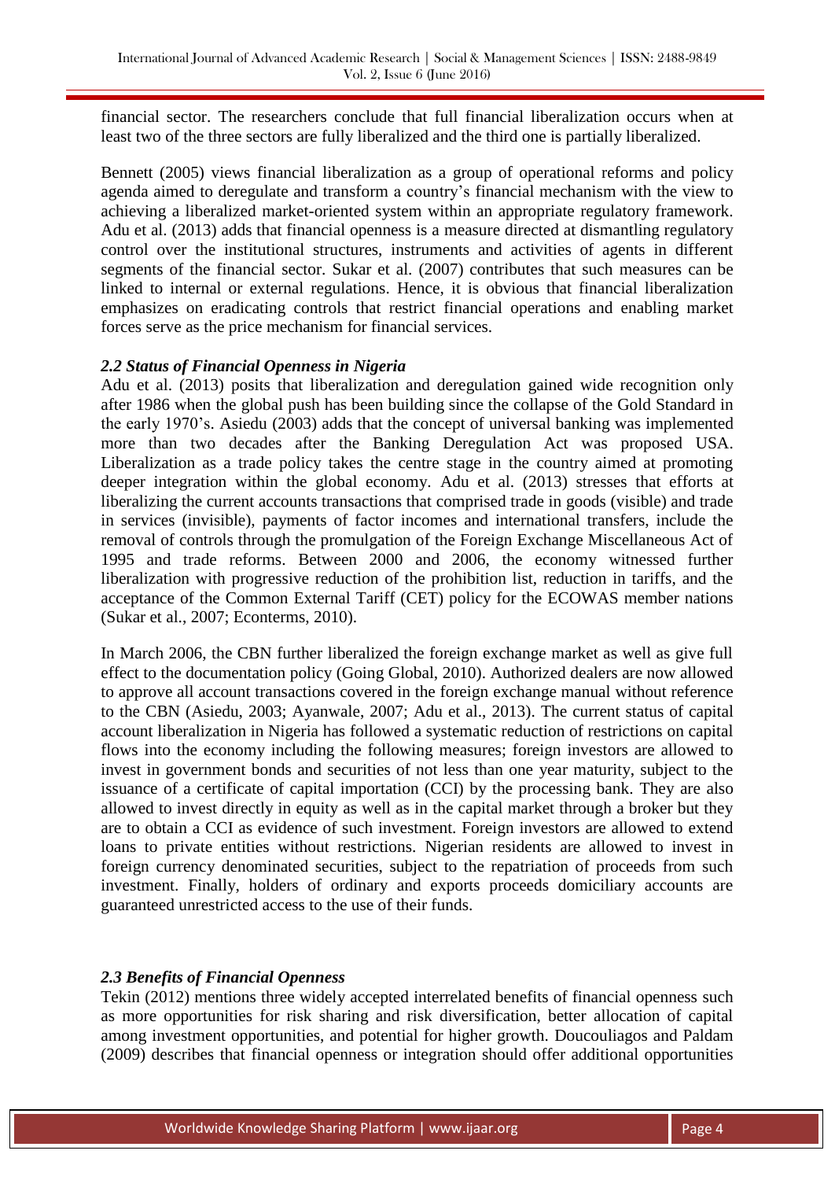financial sector. The researchers conclude that full financial liberalization occurs when at least two of the three sectors are fully liberalized and the third one is partially liberalized.

Bennett (2005) views financial liberalization as a group of operational reforms and policy agenda aimed to deregulate and transform a country's financial mechanism with the view to achieving a liberalized market-oriented system within an appropriate regulatory framework. Adu et al. (2013) adds that financial openness is a measure directed at dismantling regulatory control over the institutional structures, instruments and activities of agents in different segments of the financial sector. Sukar et al. (2007) contributes that such measures can be linked to internal or external regulations. Hence, it is obvious that financial liberalization emphasizes on eradicating controls that restrict financial operations and enabling market forces serve as the price mechanism for financial services.

### *2.2 Status of Financial Openness in Nigeria*

Adu et al. (2013) posits that liberalization and deregulation gained wide recognition only after 1986 when the global push has been building since the collapse of the Gold Standard in the early 1970's. Asiedu (2003) adds that the concept of universal banking was implemented more than two decades after the Banking Deregulation Act was proposed USA. Liberalization as a trade policy takes the centre stage in the country aimed at promoting deeper integration within the global economy. Adu et al. (2013) stresses that efforts at liberalizing the current accounts transactions that comprised trade in goods (visible) and trade in services (invisible), payments of factor incomes and international transfers, include the removal of controls through the promulgation of the Foreign Exchange Miscellaneous Act of 1995 and trade reforms. Between 2000 and 2006, the economy witnessed further liberalization with progressive reduction of the prohibition list, reduction in tariffs, and the acceptance of the Common External Tariff (CET) policy for the ECOWAS member nations (Sukar et al., 2007; Econterms, 2010).

In March 2006, the CBN further liberalized the foreign exchange market as well as give full effect to the documentation policy (Going Global, 2010). Authorized dealers are now allowed to approve all account transactions covered in the foreign exchange manual without reference to the CBN (Asiedu, 2003; Ayanwale, 2007; Adu et al., 2013). The current status of capital account liberalization in Nigeria has followed a systematic reduction of restrictions on capital flows into the economy including the following measures; foreign investors are allowed to invest in government bonds and securities of not less than one year maturity, subject to the issuance of a certificate of capital importation (CCI) by the processing bank. They are also allowed to invest directly in equity as well as in the capital market through a broker but they are to obtain a CCI as evidence of such investment. Foreign investors are allowed to extend loans to private entities without restrictions. Nigerian residents are allowed to invest in foreign currency denominated securities, subject to the repatriation of proceeds from such investment. Finally, holders of ordinary and exports proceeds domiciliary accounts are guaranteed unrestricted access to the use of their funds.

### *2.3 Benefits of Financial Openness*

Tekin (2012) mentions three widely accepted interrelated benefits of financial openness such as more opportunities for risk sharing and risk diversification, better allocation of capital among investment opportunities, and potential for higher growth. Doucouliagos and Paldam (2009) describes that financial openness or integration should offer additional opportunities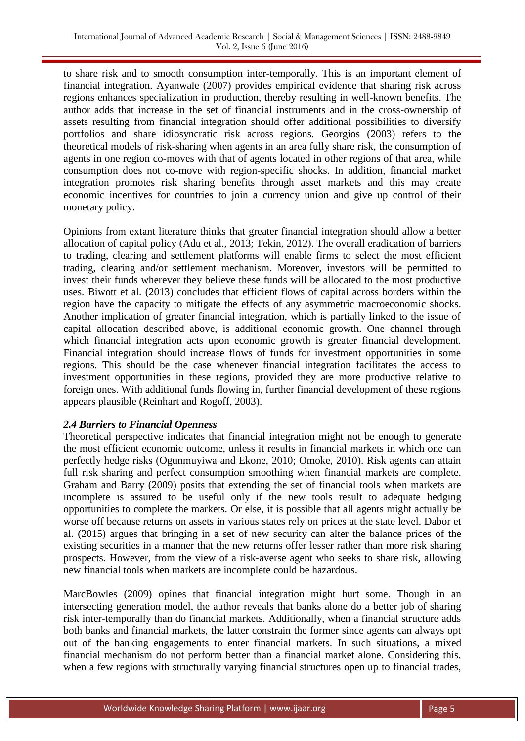to share risk and to smooth consumption inter-temporally. This is an important element of financial integration. Ayanwale (2007) provides empirical evidence that sharing risk across regions enhances specialization in production, thereby resulting in well-known benefits. The author adds that increase in the set of financial instruments and in the cross-ownership of assets resulting from financial integration should offer additional possibilities to diversify portfolios and share idiosyncratic risk across regions. Georgios (2003) refers to the theoretical models of risk-sharing when agents in an area fully share risk, the consumption of agents in one region co-moves with that of agents located in other regions of that area, while consumption does not co-move with region-specific shocks. In addition, financial market integration promotes risk sharing benefits through asset markets and this may create economic incentives for countries to join a currency union and give up control of their monetary policy.

Opinions from extant literature thinks that greater financial integration should allow a better allocation of capital policy (Adu et al., 2013; Tekin, 2012). The overall eradication of barriers to trading, clearing and settlement platforms will enable firms to select the most efficient trading, clearing and/or settlement mechanism. Moreover, investors will be permitted to invest their funds wherever they believe these funds will be allocated to the most productive uses. Biwott et al. (2013) concludes that efficient flows of capital across borders within the region have the capacity to mitigate the effects of any asymmetric macroeconomic shocks. Another implication of greater financial integration, which is partially linked to the issue of capital allocation described above, is additional economic growth. One channel through which financial integration acts upon economic growth is greater financial development. Financial integration should increase flows of funds for investment opportunities in some regions. This should be the case whenever financial integration facilitates the access to investment opportunities in these regions, provided they are more productive relative to foreign ones. With additional funds flowing in, further financial development of these regions appears plausible (Reinhart and Rogoff, 2003).

### *2.4 Barriers to Financial Openness*

Theoretical perspective indicates that financial integration might not be enough to generate the most efficient economic outcome, unless it results in financial markets in which one can perfectly hedge risks (Ogunmuyiwa and Ekone, 2010; Omoke, 2010). Risk agents can attain full risk sharing and perfect consumption smoothing when financial markets are complete. Graham and Barry (2009) posits that extending the set of financial tools when markets are incomplete is assured to be useful only if the new tools result to adequate hedging opportunities to complete the markets. Or else, it is possible that all agents might actually be worse off because returns on assets in various states rely on prices at the state level. Dabor et al. (2015) argues that bringing in a set of new security can alter the balance prices of the existing securities in a manner that the new returns offer lesser rather than more risk sharing prospects. However, from the view of a risk-averse agent who seeks to share risk, allowing new financial tools when markets are incomplete could be hazardous.

MarcBowles (2009) opines that financial integration might hurt some. Though in an intersecting generation model, the author reveals that banks alone do a better job of sharing risk inter-temporally than do financial markets. Additionally, when a financial structure adds both banks and financial markets, the latter constrain the former since agents can always opt out of the banking engagements to enter financial markets. In such situations, a mixed financial mechanism do not perform better than a financial market alone. Considering this, when a few regions with structurally varying financial structures open up to financial trades,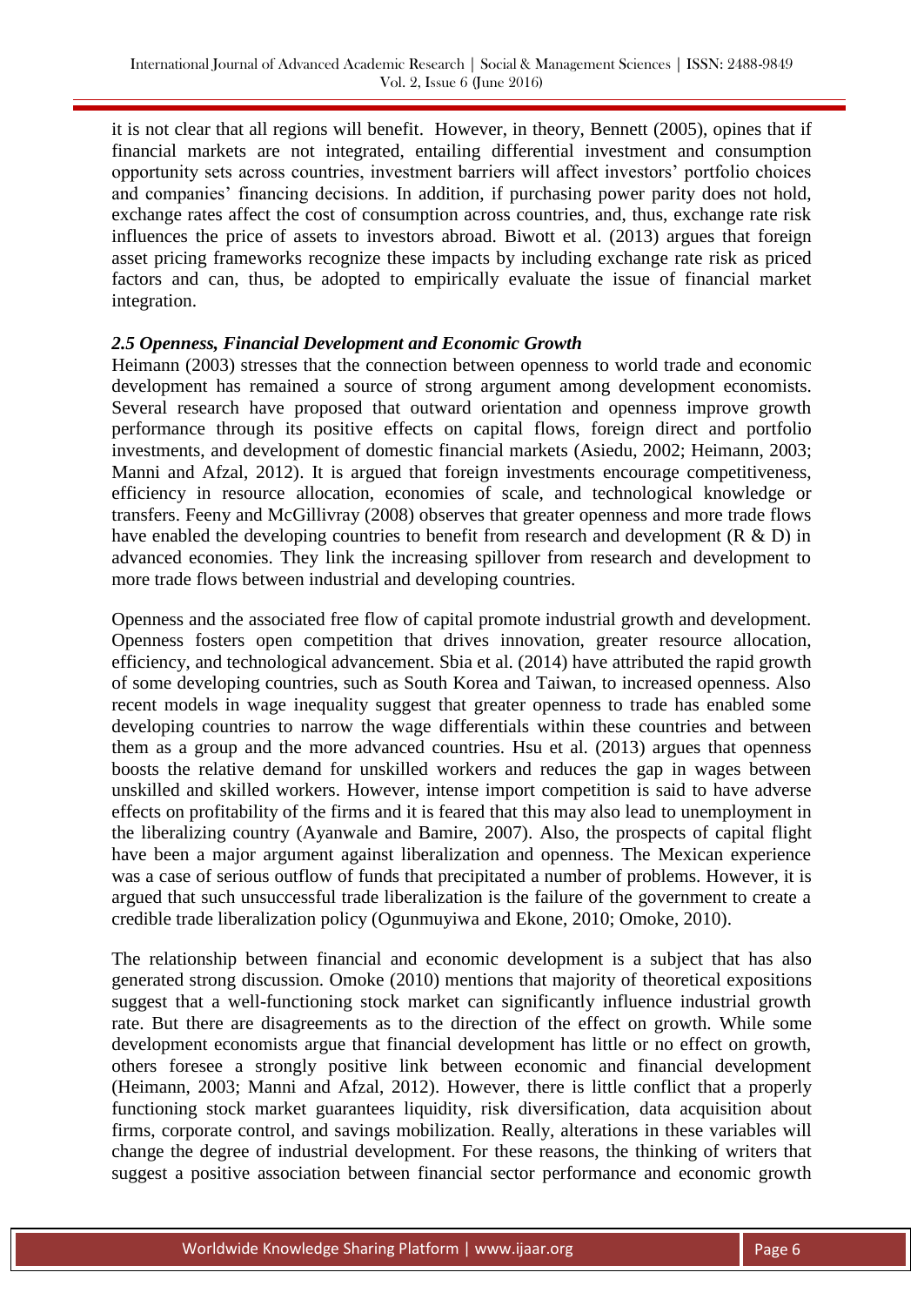it is not clear that all regions will benefit. However, in theory, Bennett (2005), opines that if financial markets are not integrated, entailing differential investment and consumption opportunity sets across countries, investment barriers will affect investors' portfolio choices and companies' financing decisions. In addition, if purchasing power parity does not hold, exchange rates affect the cost of consumption across countries, and, thus, exchange rate risk influences the price of assets to investors abroad. Biwott et al. (2013) argues that foreign asset pricing frameworks recognize these impacts by including exchange rate risk as priced factors and can, thus, be adopted to empirically evaluate the issue of financial market integration.

### *2.5 Openness, Financial Development and Economic Growth*

Heimann (2003) stresses that the connection between openness to world trade and economic development has remained a source of strong argument among development economists. Several research have proposed that outward orientation and openness improve growth performance through its positive effects on capital flows, foreign direct and portfolio investments, and development of domestic financial markets (Asiedu, 2002; Heimann, 2003; Manni and Afzal, 2012). It is argued that foreign investments encourage competitiveness, efficiency in resource allocation, economies of scale, and technological knowledge or transfers. Feeny and McGillivray (2008) observes that greater openness and more trade flows have enabled the developing countries to benefit from research and development (R & D) in advanced economies. They link the increasing spillover from research and development to more trade flows between industrial and developing countries.

Openness and the associated free flow of capital promote industrial growth and development. Openness fosters open competition that drives innovation, greater resource allocation, efficiency, and technological advancement. Sbia et al. (2014) have attributed the rapid growth of some developing countries, such as South Korea and Taiwan, to increased openness. Also recent models in wage inequality suggest that greater openness to trade has enabled some developing countries to narrow the wage differentials within these countries and between them as a group and the more advanced countries. Hsu et al. (2013) argues that openness boosts the relative demand for unskilled workers and reduces the gap in wages between unskilled and skilled workers. However, intense import competition is said to have adverse effects on profitability of the firms and it is feared that this may also lead to unemployment in the liberalizing country (Ayanwale and Bamire, 2007). Also, the prospects of capital flight have been a major argument against liberalization and openness. The Mexican experience was a case of serious outflow of funds that precipitated a number of problems. However, it is argued that such unsuccessful trade liberalization is the failure of the government to create a credible trade liberalization policy (Ogunmuyiwa and Ekone, 2010; Omoke, 2010).

The relationship between financial and economic development is a subject that has also generated strong discussion. Omoke (2010) mentions that majority of theoretical expositions suggest that a well-functioning stock market can significantly influence industrial growth rate. But there are disagreements as to the direction of the effect on growth. While some development economists argue that financial development has little or no effect on growth, others foresee a strongly positive link between economic and financial development (Heimann, 2003; Manni and Afzal, 2012). However, there is little conflict that a properly functioning stock market guarantees liquidity, risk diversification, data acquisition about firms, corporate control, and savings mobilization. Really, alterations in these variables will change the degree of industrial development. For these reasons, the thinking of writers that suggest a positive association between financial sector performance and economic growth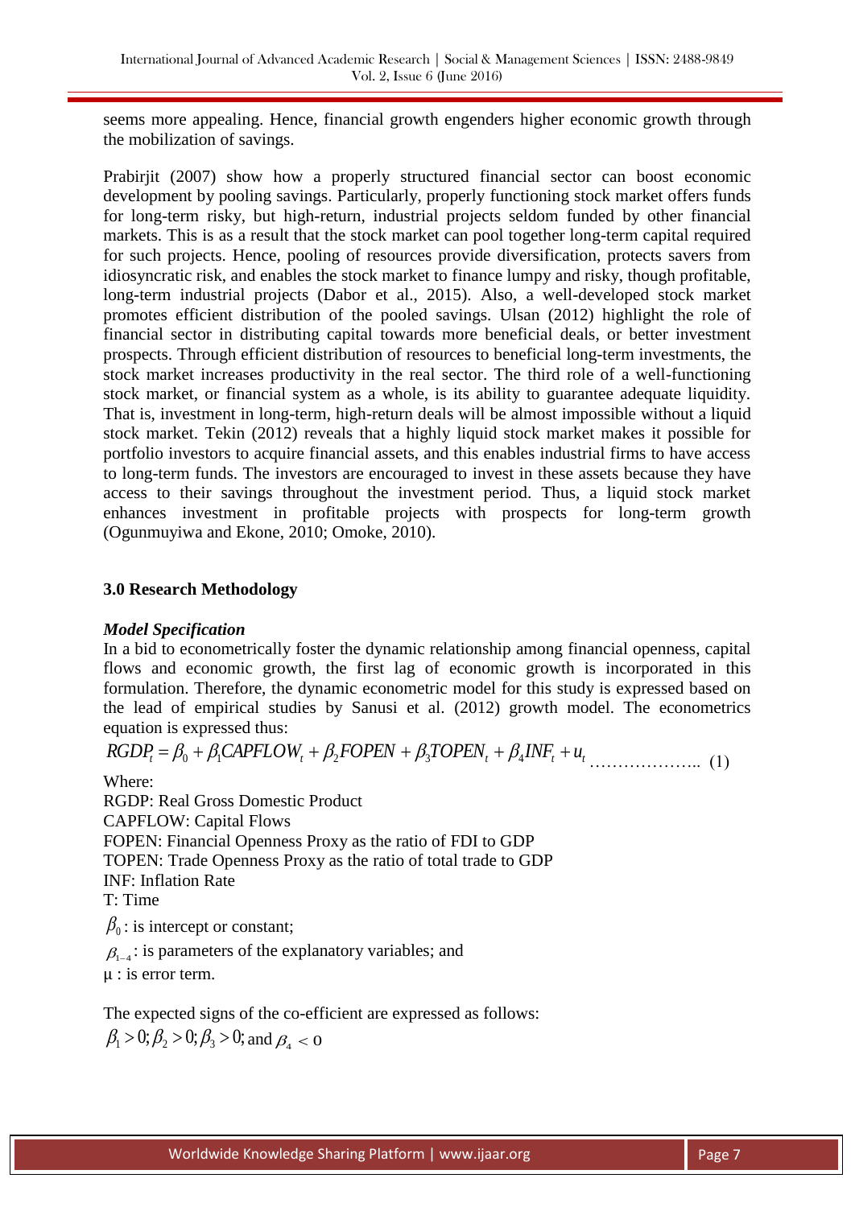seems more appealing. Hence, financial growth engenders higher economic growth through the mobilization of savings.

Prabirjit (2007) show how a properly structured financial sector can boost economic development by pooling savings. Particularly, properly functioning stock market offers funds for long-term risky, but high-return, industrial projects seldom funded by other financial markets. This is as a result that the stock market can pool together long-term capital required for such projects. Hence, pooling of resources provide diversification, protects savers from idiosyncratic risk, and enables the stock market to finance lumpy and risky, though profitable, long-term industrial projects (Dabor et al., 2015). Also, a well-developed stock market promotes efficient distribution of the pooled savings. Ulsan (2012) highlight the role of financial sector in distributing capital towards more beneficial deals, or better investment prospects. Through efficient distribution of resources to beneficial long-term investments, the stock market increases productivity in the real sector. The third role of a well-functioning stock market, or financial system as a whole, is its ability to guarantee adequate liquidity. That is, investment in long-term, high-return deals will be almost impossible without a liquid stock market. Tekin (2012) reveals that a highly liquid stock market makes it possible for portfolio investors to acquire financial assets, and this enables industrial firms to have access to long-term funds. The investors are encouraged to invest in these assets because they have access to their savings throughout the investment period. Thus, a liquid stock market enhances investment in profitable projects with prospects for long-term growth (Ogunmuyiwa and Ekone, 2010; Omoke, 2010).

## 3.0 Research Methodology

### *Model Specification*

In a bid to econometrically foster the dynamic relationship among financial openness, capital flows and economic growth, the first lag of economic growth is incorporated in this formulation. Therefore, the dynamic econometric model for this study is expressed based on the lead of empirical studies by Sanusi et al. (2012) growth model. The econometrics equation is expressed thus:

$$RGDP_t = \beta_0 + \beta_1 CAPFLOW_t + \beta_2 FOPEN + \beta_3 TOPEN_t + \beta_4 INF_t + u_t \quad \ldots\ldots\ldots\ldots\ldots\ldots.. \ (1)$$

Where:

RGDP: Real Gross Domestic Product

CAPFLOW: Capital Flows

FOPEN: Financial Openness Proxy as the ratio of FDI to GDP

TOPEN: Trade Openness Proxy as the ratio of total trade to GDP

INF: Inflation Rate

T: Time

$\beta_0$: is intercept or constant;

$\beta_{1-4}$: is parameters of the explanatory variables; and

μ : is error term.

The expected signs of the co-efficient are expressed as follows:

$\beta_1 > 0; \beta_2 > 0; \beta_3 > 0;$ and $\beta_4 < 0$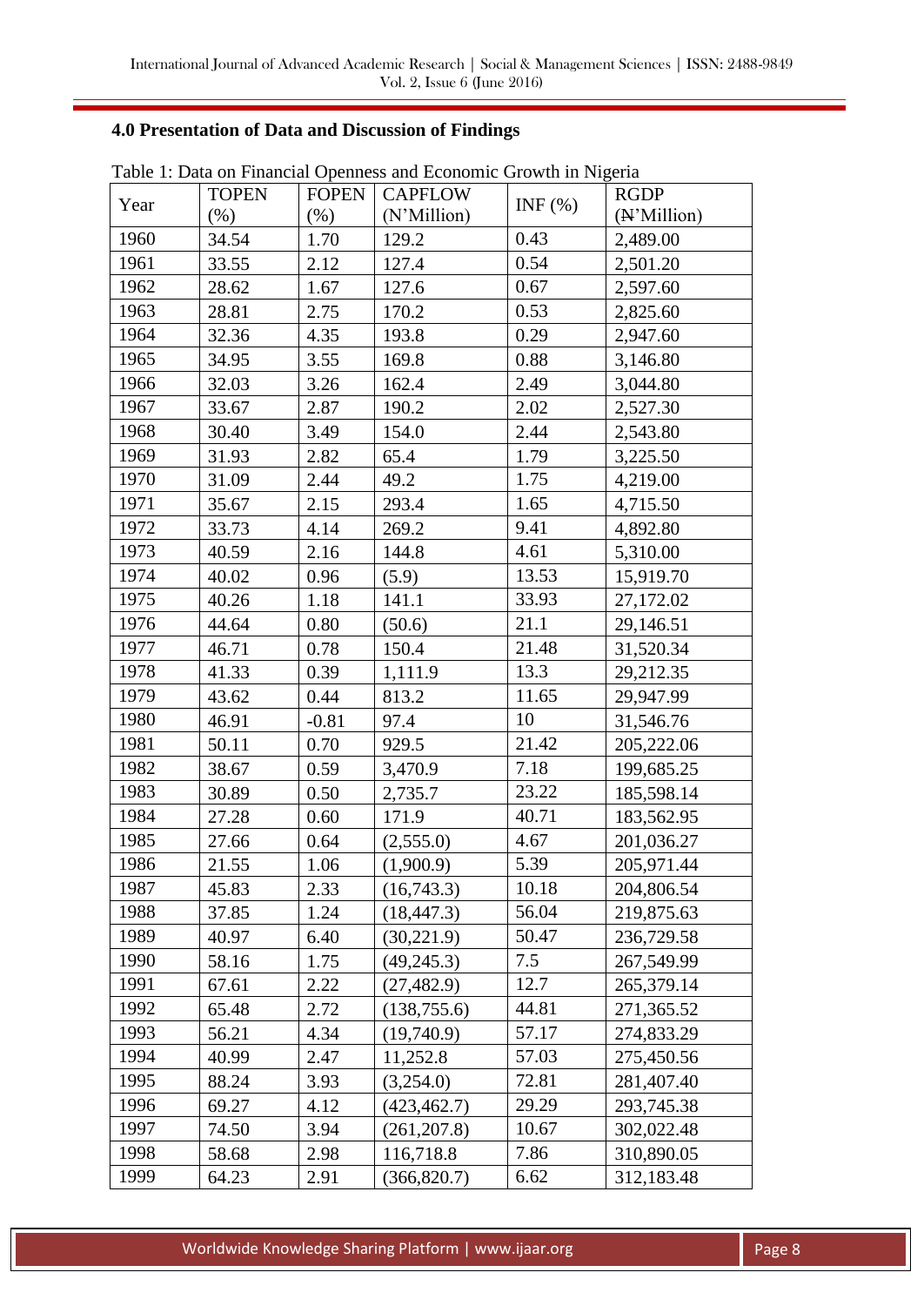## 4.0 Presentation of Data and Discussion of Findings

Table 1: Data on Financial Openness and Economic Growth in Nigeria

| Year | TOPEN (%) | FOPEN (%) | CAPFLOW (N'Million) | INF (%) | RGDP (₦'Million) |
|---|---|---|---|---|---|
| 1960 | 34.54 | 1.70 | 129.2 | 0.43 | 2,489.00 |
| 1961 | 33.55 | 2.12 | 127.4 | 0.54 | 2,501.20 |
| 1962 | 28.62 | 1.67 | 127.6 | 0.67 | 2,597.60 |
| 1963 | 28.81 | 2.75 | 170.2 | 0.53 | 2,825.60 |
| 1964 | 32.36 | 4.35 | 193.8 | 0.29 | 2,947.60 |
| 1965 | 34.95 | 3.55 | 169.8 | 0.88 | 3,146.80 |
| 1966 | 32.03 | 3.26 | 162.4 | 2.49 | 3,044.80 |
| 1967 | 33.67 | 2.87 | 190.2 | 2.02 | 2,527.30 |
| 1968 | 30.40 | 3.49 | 154.0 | 2.44 | 2,543.80 |
| 1969 | 31.93 | 2.82 | 65.4 | 1.79 | 3,225.50 |
| 1970 | 31.09 | 2.44 | 49.2 | 1.75 | 4,219.00 |
| 1971 | 35.67 | 2.15 | 293.4 | 1.65 | 4,715.50 |
| 1972 | 33.73 | 4.14 | 269.2 | 9.41 | 4,892.80 |
| 1973 | 40.59 | 2.16 | 144.8 | 4.61 | 5,310.00 |
| 1974 | 40.02 | 0.96 | (5.9) | 13.53 | 15,919.70 |
| 1975 | 40.26 | 1.18 | 141.1 | 33.93 | 27,172.02 |
| 1976 | 44.64 | 0.80 | (50.6) | 21.1 | 29,146.51 |
| 1977 | 46.71 | 0.78 | 150.4 | 21.48 | 31,520.34 |
| 1978 | 41.33 | 0.39 | 1,111.9 | 13.3 | 29,212.35 |
| 1979 | 43.62 | 0.44 | 813.2 | 11.65 | 29,947.99 |
| 1980 | 46.91 | -0.81 | 97.4 | 10 | 31,546.76 |
| 1981 | 50.11 | 0.70 | 929.5 | 21.42 | 205,222.06 |
| 1982 | 38.67 | 0.59 | 3,470.9 | 7.18 | 199,685.25 |
| 1983 | 30.89 | 0.50 | 2,735.7 | 23.22 | 185,598.14 |
| 1984 | 27.28 | 0.60 | 171.9 | 40.71 | 183,562.95 |
| 1985 | 27.66 | 0.64 | (2,555.0) | 4.67 | 201,036.27 |
| 1986 | 21.55 | 1.06 | (1,900.9) | 5.39 | 205,971.44 |
| 1987 | 45.83 | 2.33 | (16,743.3) | 10.18 | 204,806.54 |
| 1988 | 37.85 | 1.24 | (18,447.3) | 56.04 | 219,875.63 |
| 1989 | 40.97 | 6.40 | (30,221.9) | 50.47 | 236,729.58 |
| 1990 | 58.16 | 1.75 | (49,245.3) | 7.5 | 267,549.99 |
| 1991 | 67.61 | 2.22 | (27,482.9) | 12.7 | 265,379.14 |
| 1992 | 65.48 | 2.72 | (138,755.6) | 44.81 | 271,365.52 |
| 1993 | 56.21 | 4.34 | (19,740.9) | 57.17 | 274,833.29 |
| 1994 | 40.99 | 2.47 | 11,252.8 | 57.03 | 275,450.56 |
| 1995 | 88.24 | 3.93 | (3,254.0) | 72.81 | 281,407.40 |
| 1996 | 69.27 | 4.12 | (423,462.7) | 29.29 | 293,745.38 |
| 1997 | 74.50 | 3.94 | (261,207.8) | 10.67 | 302,022.48 |
| 1998 | 58.68 | 2.98 | 116,718.8 | 7.86 | 310,890.05 |
| 1999 | 64.23 | 2.91 | (366,820.7) | 6.62 | 312,183.48 |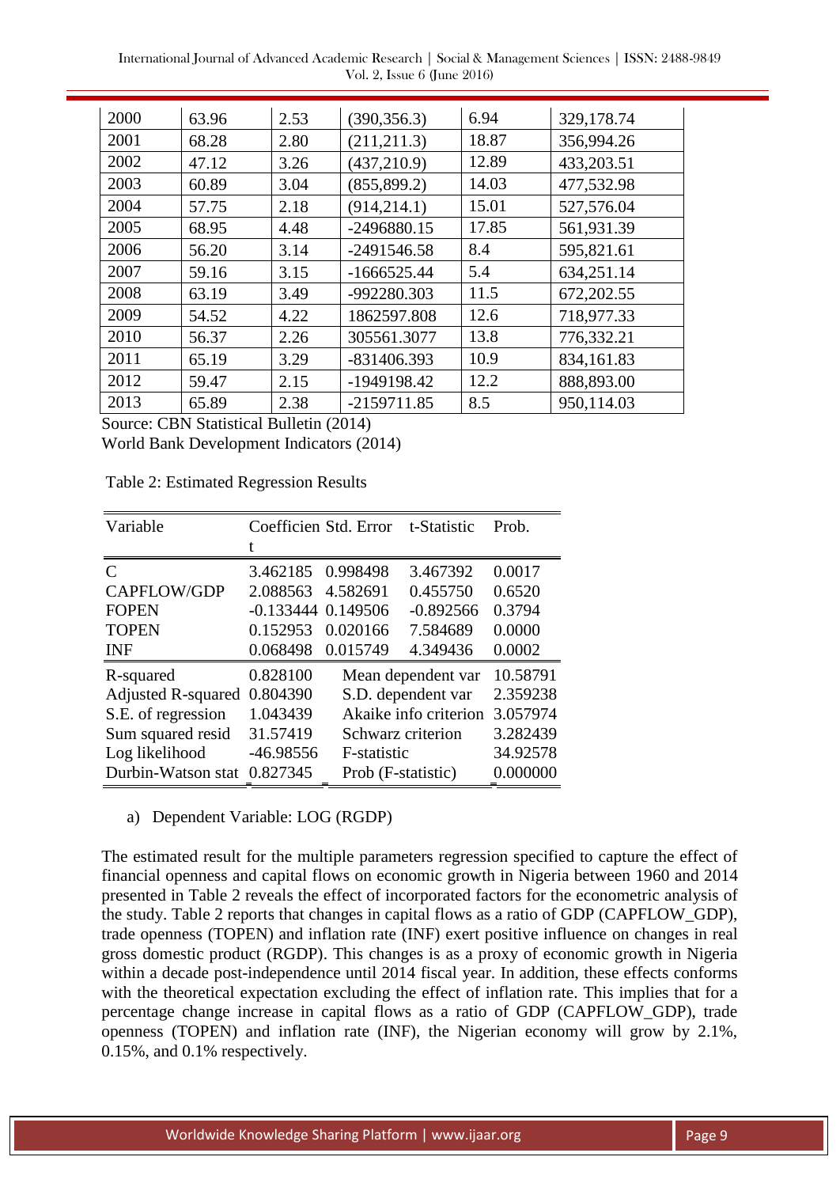| | | | | | |
|---|---|---|---|---|---|
| 2000 | 63.96 | 2.53 | (390,356.3) | 6.94 | 329,178.74 |
| 2001 | 68.28 | 2.80 | (211,211.3) | 18.87 | 356,994.26 |
| 2002 | 47.12 | 3.26 | (437,210.9) | 12.89 | 433,203.51 |
| 2003 | 60.89 | 3.04 | (855,899.2) | 14.03 | 477,532.98 |
| 2004 | 57.75 | 2.18 | (914,214.1) | 15.01 | 527,576.04 |
| 2005 | 68.95 | 4.48 | -2496880.15 | 17.85 | 561,931.39 |
| 2006 | 56.20 | 3.14 | -2491546.58 | 8.4 | 595,821.61 |
| 2007 | 59.16 | 3.15 | -1666525.44 | 5.4 | 634,251.14 |
| 2008 | 63.19 | 3.49 | -992280.303 | 11.5 | 672,202.55 |
| 2009 | 54.52 | 4.22 | 1862597.808 | 12.6 | 718,977.33 |
| 2010 | 56.37 | 2.26 | 305561.3077 | 13.8 | 776,332.21 |
| 2011 | 65.19 | 3.29 | -831406.393 | 10.9 | 834,161.83 |
| 2012 | 59.47 | 2.15 | -1949198.42 | 12.2 | 888,893.00 |
| 2013 | 65.89 | 2.38 | -2159711.85 | 8.5 | 950,114.03 |

Source: CBN Statistical Bulletin (2014)
World Bank Development Indicators (2014)

Table 2: Estimated Regression Results

| Variable | Coefficient | Std. Error | t-Statistic | Prob. |
|---|---|---|---|---|
| C | 3.462185 | 0.998498 | 3.467392 | 0.0017 |
| CAPFLOW/GDP | 2.088563 | 4.582691 | 0.455750 | 0.6520 |
| FOPEN | -0.133444 | 0.149506 | -0.892566 | 0.3794 |
| TOPEN | 0.152953 | 0.020166 | 7.584689 | 0.0000 |
| INF | 0.068498 | 0.015749 | 4.349436 | 0.0002 |
| R-squared | 0.828100 | Mean dependent var | | 10.58791 |
| Adjusted R-squared | 0.804390 | S.D. dependent var | | 2.359238 |
| S.E. of regression | 1.043439 | Akaike info criterion | | 3.057974 |
| Sum squared resid | 31.57419 | Schwarz criterion | | 3.282439 |
| Log likelihood | -46.98556 | F-statistic | | 34.92578 |
| Durbin-Watson stat | 0.827345 | Prob (F-statistic) | | 0.000000 |

a) Dependent Variable: LOG (RGDP)

The estimated result for the multiple parameters regression specified to capture the effect of financial openness and capital flows on economic growth in Nigeria between 1960 and 2014 presented in Table 2 reveals the effect of incorporated factors for the econometric analysis of the study. Table 2 reports that changes in capital flows as a ratio of GDP (CAPFLOW_GDP), trade openness (TOPEN) and inflation rate (INF) exert positive influence on changes in real gross domestic product (RGDP). This changes is as a proxy of economic growth in Nigeria within a decade post-independence until 2014 fiscal year. In addition, these effects conforms with the theoretical expectation excluding the effect of inflation rate. This implies that for a percentage change increase in capital flows as a ratio of GDP (CAPFLOW_GDP), trade openness (TOPEN) and inflation rate (INF), the Nigerian economy will grow by 2.1%, 0.15%, and 0.1% respectively.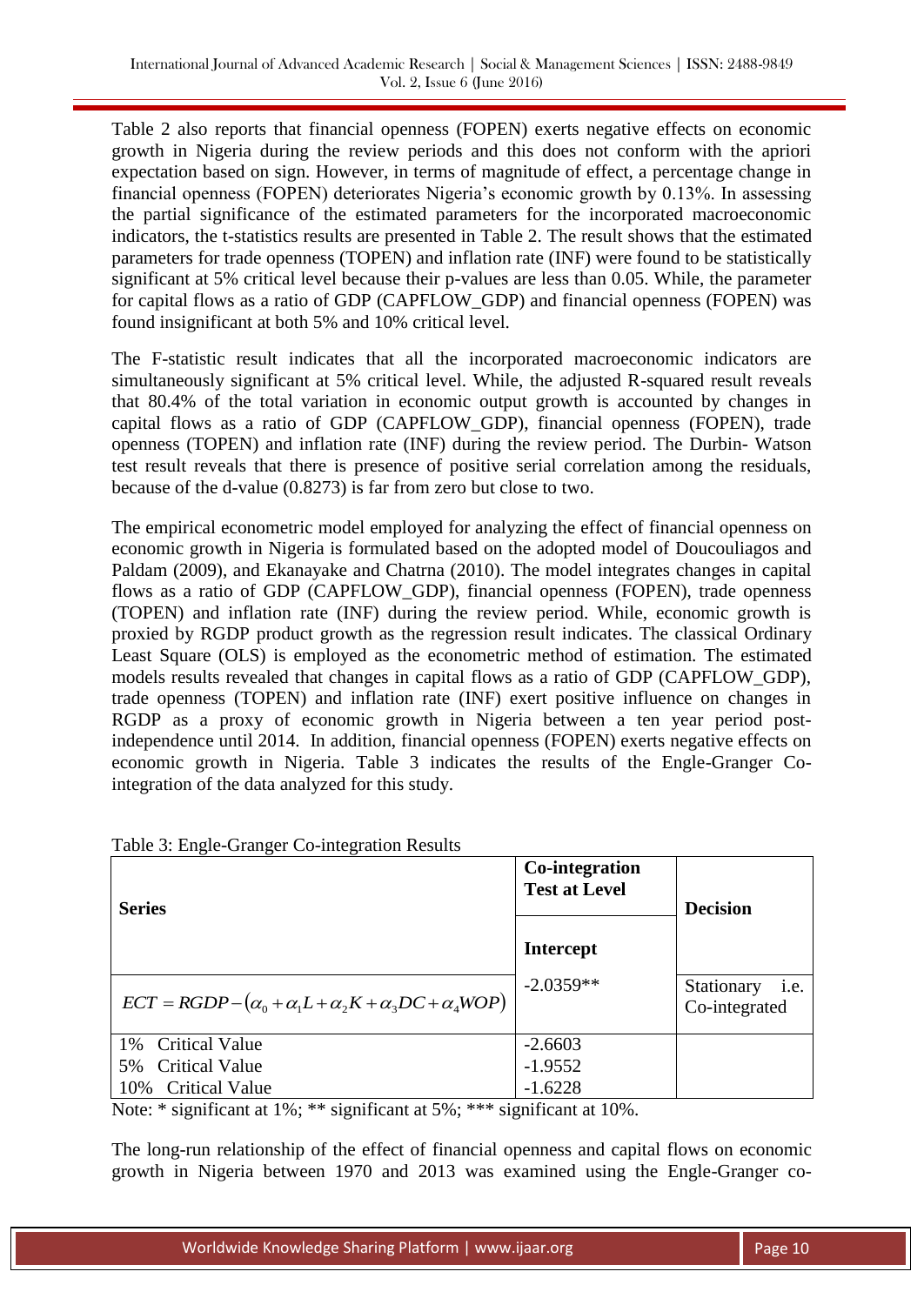Table 2 also reports that financial openness (FOPEN) exerts negative effects on economic growth in Nigeria during the review periods and this does not conform with the apriori expectation based on sign. However, in terms of magnitude of effect, a percentage change in financial openness (FOPEN) deteriorates Nigeria's economic growth by 0.13%. In assessing the partial significance of the estimated parameters for the incorporated macroeconomic indicators, the t-statistics results are presented in Table 2. The result shows that the estimated parameters for trade openness (TOPEN) and inflation rate (INF) were found to be statistically significant at 5% critical level because their p-values are less than 0.05. While, the parameter for capital flows as a ratio of GDP (CAPFLOW_GDP) and financial openness (FOPEN) was found insignificant at both 5% and 10% critical level.

The F-statistic result indicates that all the incorporated macroeconomic indicators are simultaneously significant at 5% critical level. While, the adjusted R-squared result reveals that 80.4% of the total variation in economic output growth is accounted by changes in capital flows as a ratio of GDP (CAPFLOW_GDP), financial openness (FOPEN), trade openness (TOPEN) and inflation rate (INF) during the review period. The Durbin- Watson test result reveals that there is presence of positive serial correlation among the residuals, because of the d-value (0.8273) is far from zero but close to two.

The empirical econometric model employed for analyzing the effect of financial openness on economic growth in Nigeria is formulated based on the adopted model of Doucouliagos and Paldam (2009), and Ekanayake and Chatrna (2010). The model integrates changes in capital flows as a ratio of GDP (CAPFLOW_GDP), financial openness (FOPEN), trade openness (TOPEN) and inflation rate (INF) during the review period. While, economic growth is proxied by RGDP product growth as the regression result indicates. The classical Ordinary Least Square (OLS) is employed as the econometric method of estimation. The estimated models results revealed that changes in capital flows as a ratio of GDP (CAPFLOW_GDP), trade openness (TOPEN) and inflation rate (INF) exert positive influence on changes in RGDP as a proxy of economic growth in Nigeria between a ten year period post-independence until 2014. In addition, financial openness (FOPEN) exerts negative effects on economic growth in Nigeria. Table 3 indicates the results of the Engle-Granger Co-integration of the data analyzed for this study.

Table 3: Engle-Granger Co-integration Results

| Series | Co-integration Test at Level | Decision |
|---|---|---|
| | Intercept | |
| $ECT = RGDP - (\alpha_0 + \alpha_1 L + \alpha_2 K + \alpha_3 DC + \alpha_4 WOP)$ | -2.0359** | Stationary i.e. Co-integrated |
| 1% Critical Value | -2.6603 | |
| 5% Critical Value | -1.9552 | |
| 10% Critical Value | -1.6228 | |

Note: * significant at 1%; ** significant at 5%; *** significant at 10%.

The long-run relationship of the effect of financial openness and capital flows on economic growth in Nigeria between 1970 and 2013 was examined using the Engle-Granger co-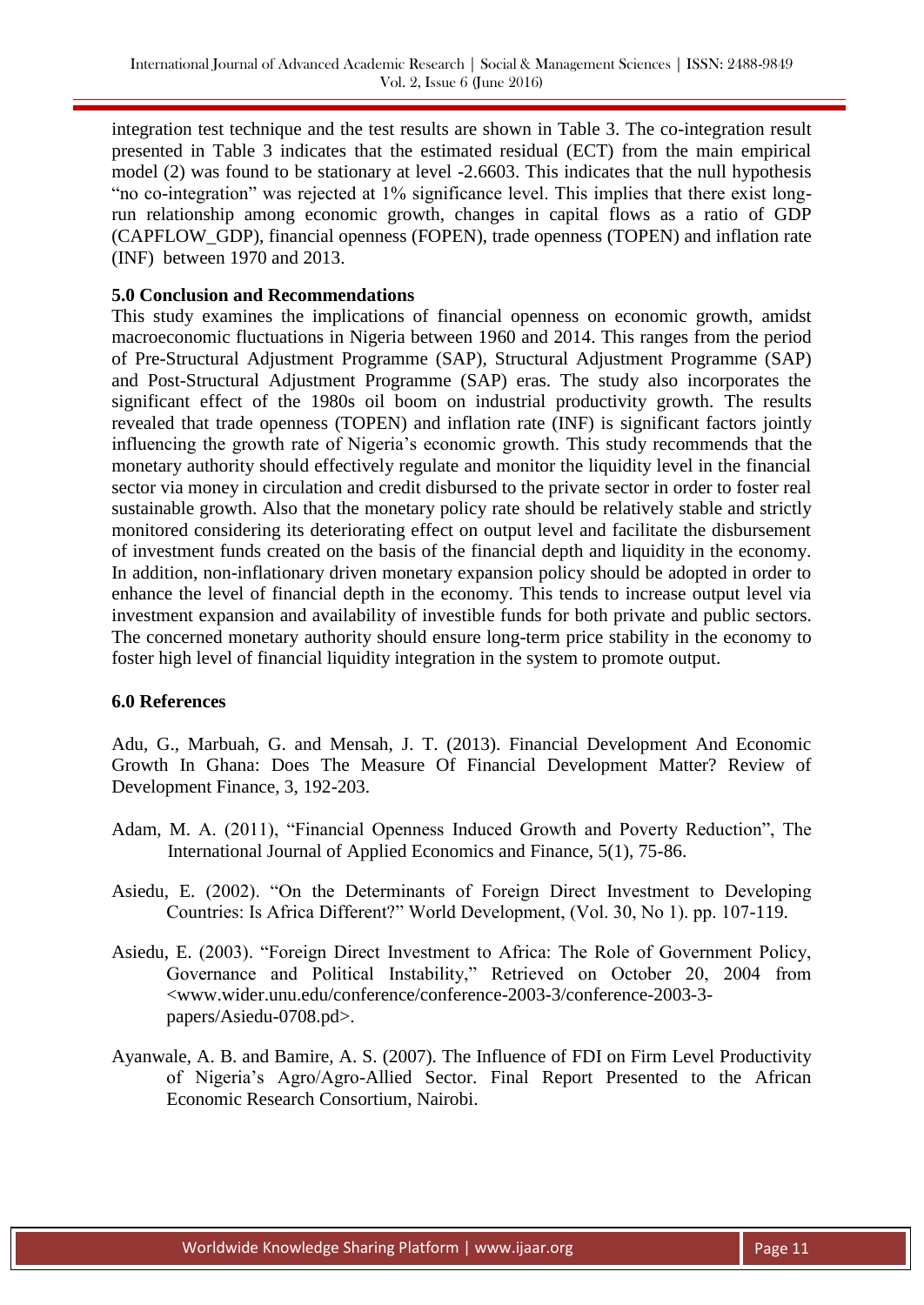integration test technique and the test results are shown in Table 3. The co-integration result presented in Table 3 indicates that the estimated residual (ECT) from the main empirical model (2) was found to be stationary at level -2.6603. This indicates that the null hypothesis "no co-integration" was rejected at 1% significance level. This implies that there exist long-run relationship among economic growth, changes in capital flows as a ratio of GDP (CAPFLOW_GDP), financial openness (FOPEN), trade openness (TOPEN) and inflation rate (INF) between 1970 and 2013.

## 5.0 Conclusion and Recommendations

This study examines the implications of financial openness on economic growth, amidst macroeconomic fluctuations in Nigeria between 1960 and 2014. This ranges from the period of Pre-Structural Adjustment Programme (SAP), Structural Adjustment Programme (SAP) and Post-Structural Adjustment Programme (SAP) eras. The study also incorporates the significant effect of the 1980s oil boom on industrial productivity growth. The results revealed that trade openness (TOPEN) and inflation rate (INF) is significant factors jointly influencing the growth rate of Nigeria's economic growth. This study recommends that the monetary authority should effectively regulate and monitor the liquidity level in the financial sector via money in circulation and credit disbursed to the private sector in order to foster real sustainable growth. Also that the monetary policy rate should be relatively stable and strictly monitored considering its deteriorating effect on output level and facilitate the disbursement of investment funds created on the basis of the financial depth and liquidity in the economy. In addition, non-inflationary driven monetary expansion policy should be adopted in order to enhance the level of financial depth in the economy. This tends to increase output level via investment expansion and availability of investible funds for both private and public sectors. The concerned monetary authority should ensure long-term price stability in the economy to foster high level of financial liquidity integration in the system to promote output.

## 6.0 References

Adu, G., Marbuah, G. and Mensah, J. T. (2013). Financial Development And Economic Growth In Ghana: Does The Measure Of Financial Development Matter? Review of Development Finance, 3, 192-203.

Adam, M. A. (2011), "Financial Openness Induced Growth and Poverty Reduction", The International Journal of Applied Economics and Finance, 5(1), 75-86.

Asiedu, E. (2002). "On the Determinants of Foreign Direct Investment to Developing Countries: Is Africa Different?" World Development, (Vol. 30, No 1). pp. 107-119.

Asiedu, E. (2003). "Foreign Direct Investment to Africa: The Role of Government Policy, Governance and Political Instability," Retrieved on October 20, 2004 from <www.wider.unu.edu/conference/conference-2003-3/conference-2003-3-papers/Asiedu-0708.pd>.

Ayanwale, A. B. and Bamire, A. S. (2007). The Influence of FDI on Firm Level Productivity of Nigeria's Agro/Agro-Allied Sector. Final Report Presented to the African Economic Research Consortium, Nairobi.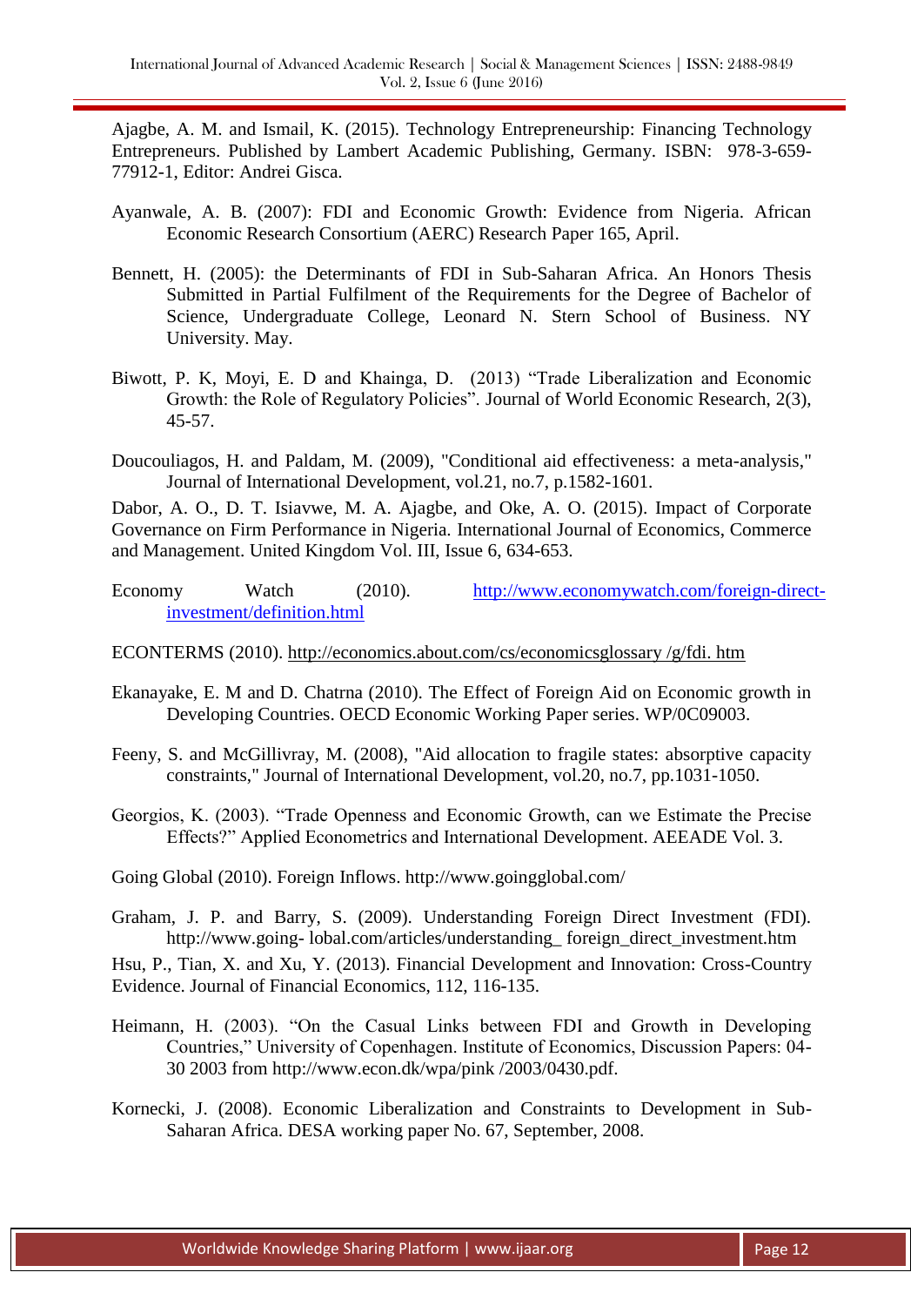Ajagbe, A. M. and Ismail, K. (2015). Technology Entrepreneurship: Financing Technology Entrepreneurs. Published by Lambert Academic Publishing, Germany. ISBN: 978-3-659-77912-1, Editor: Andrei Gisca.

Ayanwale, A. B. (2007): FDI and Economic Growth: Evidence from Nigeria. African Economic Research Consortium (AERC) Research Paper 165, April.

Bennett, H. (2005): the Determinants of FDI in Sub-Saharan Africa. An Honors Thesis Submitted in Partial Fulfilment of the Requirements for the Degree of Bachelor of Science, Undergraduate College, Leonard N. Stern School of Business. NY University. May.

Biwott, P. K, Moyi, E. D and Khainga, D. (2013) "Trade Liberalization and Economic Growth: the Role of Regulatory Policies". Journal of World Economic Research, 2(3), 45-57.

Doucouliagos, H. and Paldam, M. (2009), "Conditional aid effectiveness: a meta-analysis," Journal of International Development, vol.21, no.7, p.1582-1601.

Dabor, A. O., D. T. Isiavwe, M. A. Ajagbe, and Oke, A. O. (2015). Impact of Corporate Governance on Firm Performance in Nigeria. International Journal of Economics, Commerce and Management. United Kingdom Vol. III, Issue 6, 634-653.

Economy Watch (2010). http://www.economywatch.com/foreign-direct-investment/definition.html

ECONTERMS (2010). http://economics.about.com/cs/economicsglossary /g/fdi. htm

Ekanayake, E. M and D. Chatrna (2010). The Effect of Foreign Aid on Economic growth in Developing Countries. OECD Economic Working Paper series. WP/0C09003.

Feeny, S. and McGillivray, M. (2008), "Aid allocation to fragile states: absorptive capacity constraints," Journal of International Development, vol.20, no.7, pp.1031-1050.

Georgios, K. (2003). "Trade Openness and Economic Growth, can we Estimate the Precise Effects?" Applied Econometrics and International Development. AEEADE Vol. 3.

Going Global (2010). Foreign Inflows. http://www.goingglobal.com/

Graham, J. P. and Barry, S. (2009). Understanding Foreign Direct Investment (FDI). http://www.going- lobal.com/articles/understanding_ foreign_direct_investment.htm

Hsu, P., Tian, X. and Xu, Y. (2013). Financial Development and Innovation: Cross-Country Evidence. Journal of Financial Economics, 112, 116-135.

Heimann, H. (2003). "On the Casual Links between FDI and Growth in Developing Countries," University of Copenhagen. Institute of Economics, Discussion Papers: 04-30 2003 from http://www.econ.dk/wpa/pink /2003/0430.pdf.

Kornecki, J. (2008). Economic Liberalization and Constraints to Development in Sub-Saharan Africa. DESA working paper No. 67, September, 2008.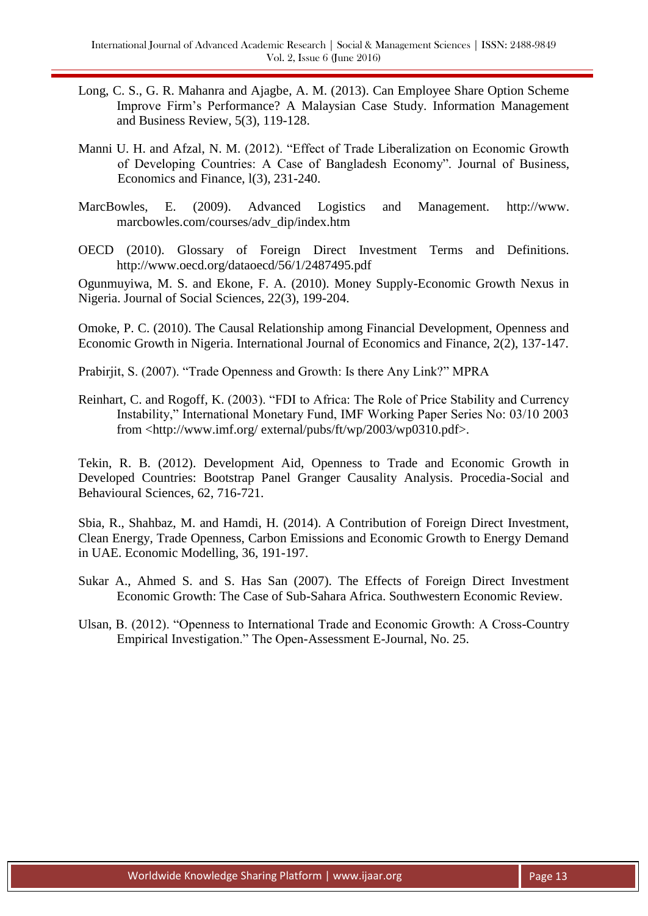Long, C. S., G. R. Mahanra and Ajagbe, A. M. (2013). Can Employee Share Option Scheme Improve Firm's Performance? A Malaysian Case Study. Information Management and Business Review, 5(3), 119-128.

Manni U. H. and Afzal, N. M. (2012). "Effect of Trade Liberalization on Economic Growth of Developing Countries: A Case of Bangladesh Economy". Journal of Business, Economics and Finance, l(3), 231-240.

MarcBowles, E. (2009). Advanced Logistics and Management. http://www.marcbowles.com/courses/adv_dip/index.htm

OECD (2010). Glossary of Foreign Direct Investment Terms and Definitions. http://www.oecd.org/dataoecd/56/1/2487495.pdf

Ogunmuyiwa, M. S. and Ekone, F. A. (2010). Money Supply-Economic Growth Nexus in Nigeria. Journal of Social Sciences, 22(3), 199-204.

Omoke, P. C. (2010). The Causal Relationship among Financial Development, Openness and Economic Growth in Nigeria. International Journal of Economics and Finance, 2(2), 137-147.

Prabirjit, S. (2007). "Trade Openness and Growth: Is there Any Link?" MPRA

Reinhart, C. and Rogoff, K. (2003). "FDI to Africa: The Role of Price Stability and Currency Instability," International Monetary Fund, IMF Working Paper Series No: 03/10 2003 from <http://www.imf.org/ external/pubs/ft/wp/2003/wp0310.pdf>.

Tekin, R. B. (2012). Development Aid, Openness to Trade and Economic Growth in Developed Countries: Bootstrap Panel Granger Causality Analysis. Procedia-Social and Behavioural Sciences, 62, 716-721.

Sbia, R., Shahbaz, M. and Hamdi, H. (2014). A Contribution of Foreign Direct Investment, Clean Energy, Trade Openness, Carbon Emissions and Economic Growth to Energy Demand in UAE. Economic Modelling, 36, 191-197.

Sukar A., Ahmed S. and S. Has San (2007). The Effects of Foreign Direct Investment Economic Growth: The Case of Sub-Sahara Africa. Southwestern Economic Review.

Ulsan, B. (2012). "Openness to International Trade and Economic Growth: A Cross-Country Empirical Investigation." The Open-Assessment E-Journal, No. 25.